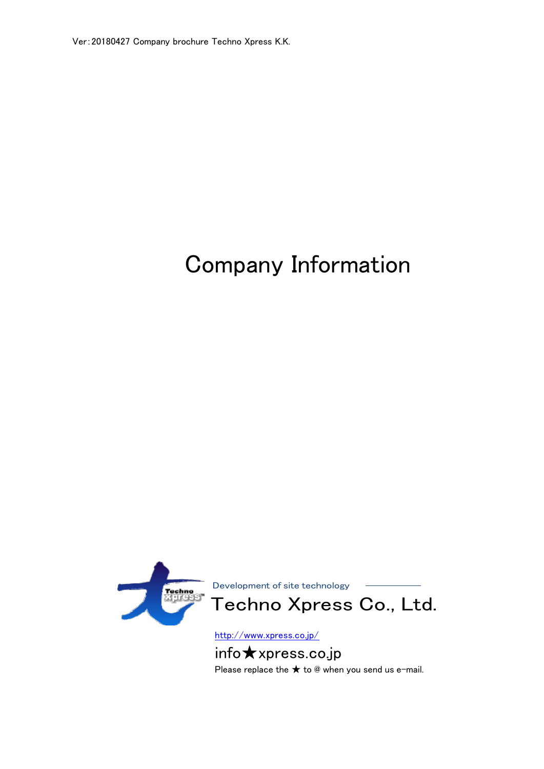Ver:20180427 Company brochure Techno Xpress K.K.

# Company Information

Development of site technology

Techno Xpress Co., Ltd.

http://www.xpress.co.jp/

info★xpress.co.jp

Please replace the ★ to @ when you send us e-mail.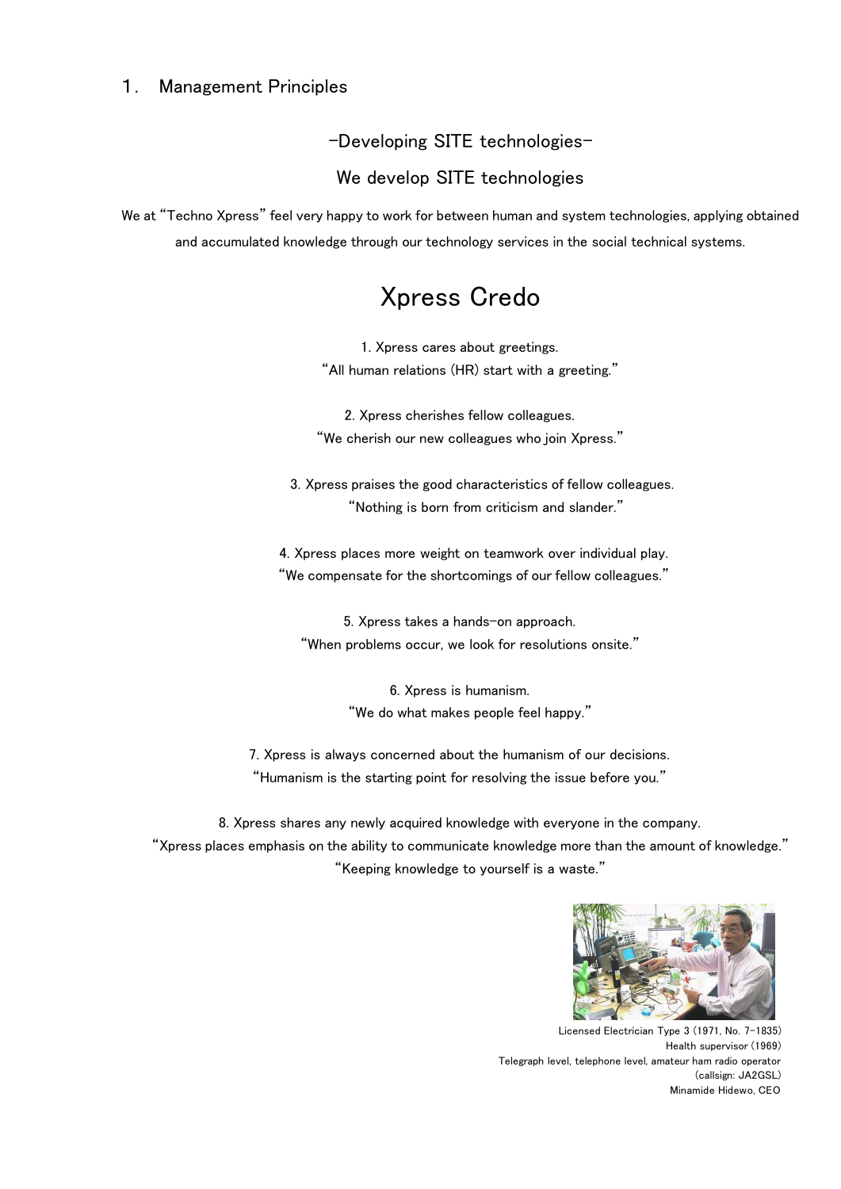# 1. Management Principles

## -Developing SITE technologies-

## We develop SITE technologies

We at "Techno Xpress" feel very happy to work for between human and system technologies, applying obtained and accumulated knowledge through our technology services in the social technical systems.

# Xpress Credo

1. Xpress cares about greetings.
"All human relations (HR) start with a greeting."

2. Xpress cherishes fellow colleagues.
"We cherish our new colleagues who join Xpress."

3. Xpress praises the good characteristics of fellow colleagues.
"Nothing is born from criticism and slander."

4. Xpress places more weight on teamwork over individual play.
"We compensate for the shortcomings of our fellow colleagues."

5. Xpress takes a hands-on approach.
"When problems occur, we look for resolutions onsite."

6. Xpress is humanism.
"We do what makes people feel happy."

7. Xpress is always concerned about the humanism of our decisions.
"Humanism is the starting point for resolving the issue before you."

8. Xpress shares any newly acquired knowledge with everyone in the company.
"Xpress places emphasis on the ability to communicate knowledge more than the amount of knowledge."
"Keeping knowledge to yourself is a waste."

Licensed Electrician Type 3 (1971, No. 7-1835)
Health supervisor (1969)
Telegraph level, telephone level, amateur ham radio operator (callsign: JA2GSL)
Minamide Hidewo, CEO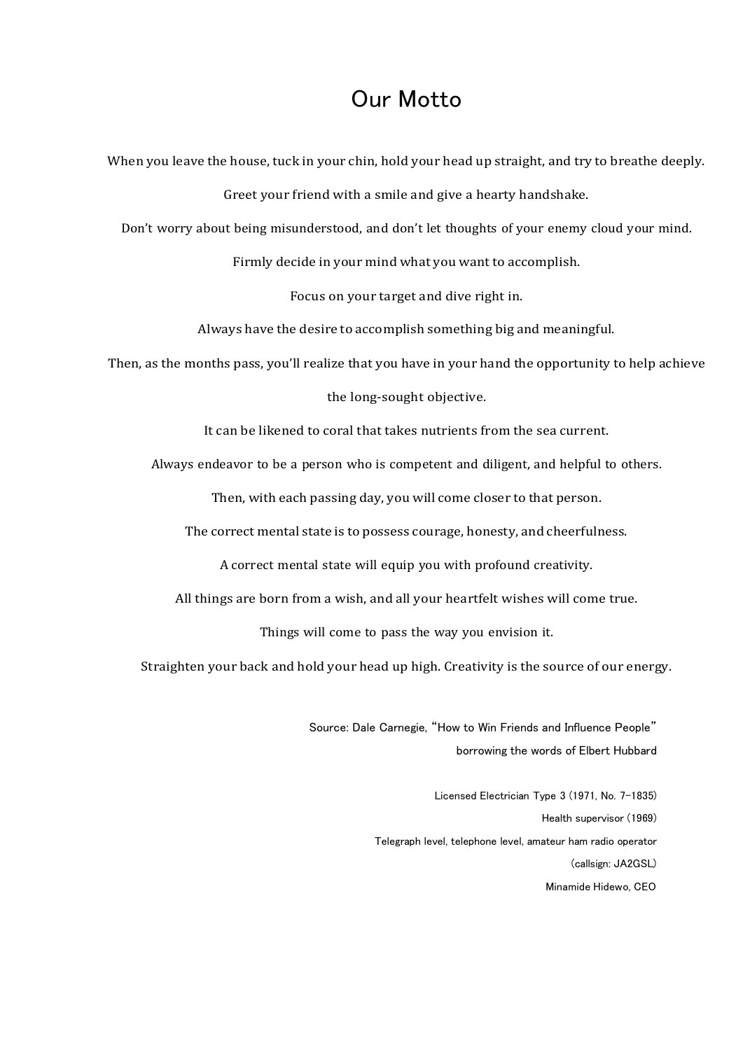# Our Motto

When you leave the house, tuck in your chin, hold your head up straight, and try to breathe deeply.

Greet your friend with a smile and give a hearty handshake.

Don't worry about being misunderstood, and don't let thoughts of your enemy cloud your mind.

Firmly decide in your mind what you want to accomplish.

Focus on your target and dive right in.

Always have the desire to accomplish something big and meaningful.

Then, as the months pass, you'll realize that you have in your hand the opportunity to help achieve the long-sought objective.

It can be likened to coral that takes nutrients from the sea current.

Always endeavor to be a person who is competent and diligent, and helpful to others.

Then, with each passing day, you will come closer to that person.

The correct mental state is to possess courage, honesty, and cheerfulness.

A correct mental state will equip you with profound creativity.

All things are born from a wish, and all your heartfelt wishes will come true.

Things will come to pass the way you envision it.

Straighten your back and hold your head up high. Creativity is the source of our energy.

Source: Dale Carnegie, "How to Win Friends and Influence People"
borrowing the words of Elbert Hubbard

Licensed Electrician Type 3 (1971, No. 7-1835)
Health supervisor (1969)
Telegraph level, telephone level, amateur ham radio operator
(callsign: JA2GSL)
Minamide Hidewo, CEO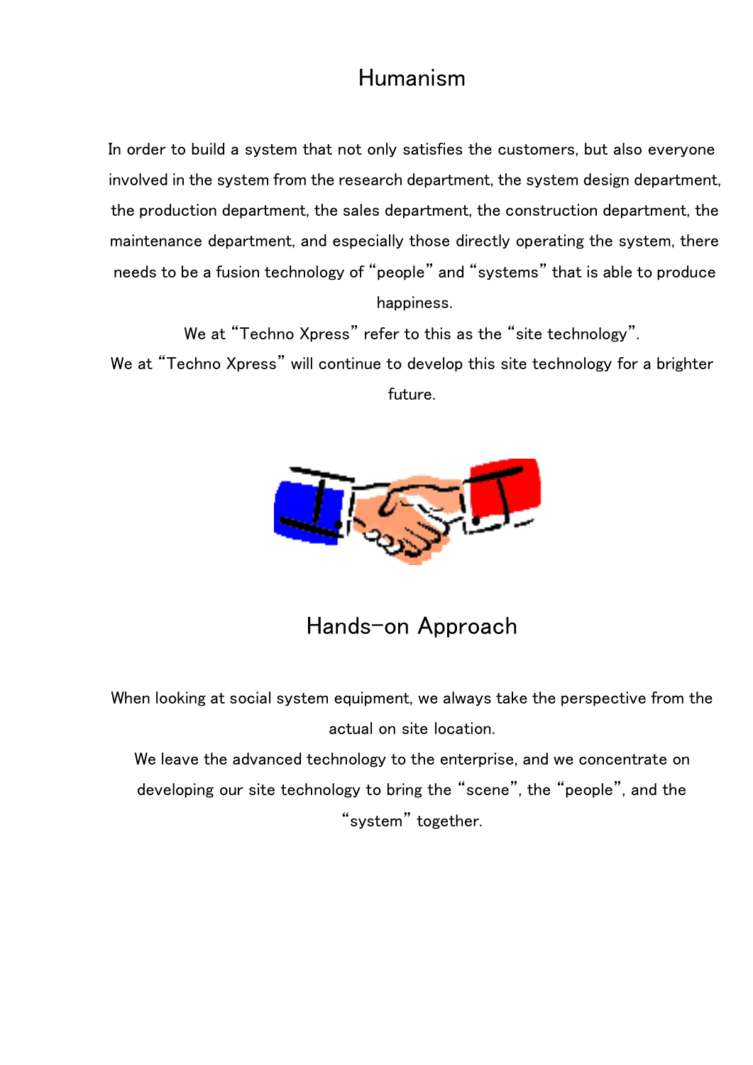# Humanism

In order to build a system that not only satisfies the customers, but also everyone involved in the system from the research department, the system design department, the production department, the sales department, the construction department, the maintenance department, and especially those directly operating the system, there needs to be a fusion technology of “people” and “systems” that is able to produce happiness.

We at “Techno Xpress” refer to this as the “site technology”.

We at “Techno Xpress” will continue to develop this site technology for a brighter future.

# Hands-on Approach

When looking at social system equipment, we always take the perspective from the actual on site location.

We leave the advanced technology to the enterprise, and we concentrate on developing our site technology to bring the “scene”, the “people”, and the “system” together.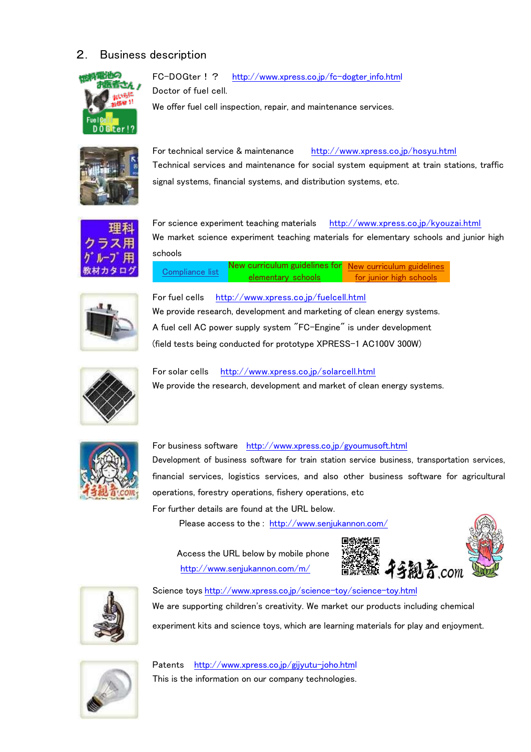## 2. Business description

FC-DOGter！？ http://www.xpress.co.jp/fc-dogter_info.html

Doctor of fuel cell.

We offer fuel cell inspection, repair, and maintenance services.

For technical service & maintenance http://www.xpress.co.jp/hosyu.html

Technical services and maintenance for social system equipment at train stations, traffic signal systems, financial systems, and distribution systems, etc.

For science experiment teaching materials http://www.xpress.co.jp/kyouzai.html

We market science experiment teaching materials for elementary schools and junior high schools

| | | |
|---|---|---|
| Compliance list | New curriculum guidelines for elementary schools | New curriculum guidelines for junior high schools |

For fuel cells http://www.xpress.co.jp/fuelcell.html

We provide research, development and marketing of clean energy systems.

A fuel cell AC power supply system "FC-Engine" is under development

(field tests being conducted for prototype XPRESS-1 AC100V 300W)

For solar cells http://www.xpress.co.jp/solarcell.html

We provide the research, development and market of clean energy systems.

For business software http://www.xpress.co.jp/gyoumusoft.html

Development of business software for train station service business, transportation services, financial services, logistics services, and also other business software for agricultural operations, forestry operations, fishery operations, etc

For further details are found at the URL below.

Please access to the : http://www.senjukannon.com/

Access the URL below by mobile phone

http://www.senjukannon.com/m/

千手観音.com

Science toys http://www.xpress.co.jp/science-toy/science-toy.html

We are supporting children's creativity. We market our products including chemical experiment kits and science toys, which are learning materials for play and enjoyment.

Patents http://www.xpress.co.jp/gijyutu-joho.html

This is the information on our company technologies.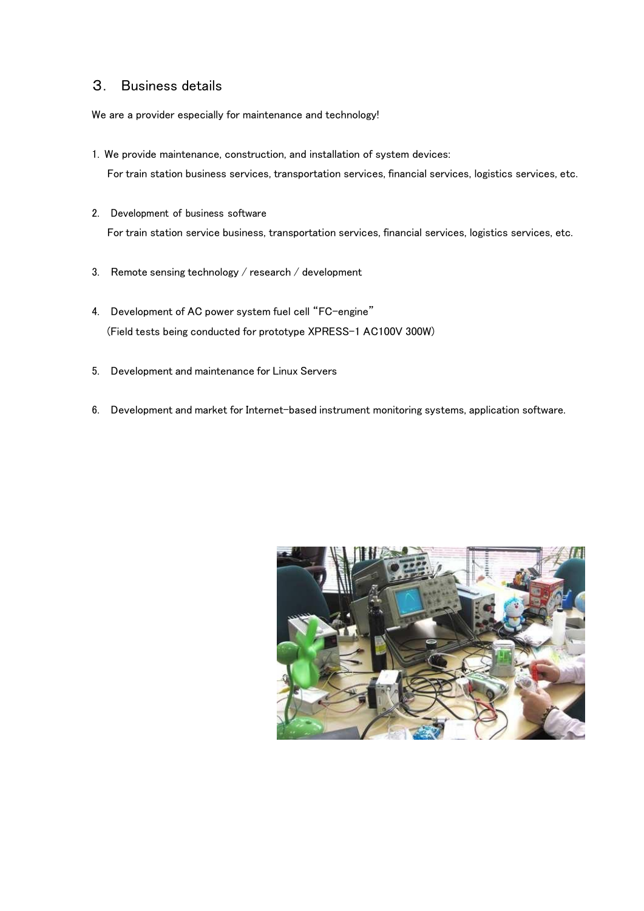## ３． Business details

We are a provider especially for maintenance and technology!

1. We provide maintenance, construction, and installation of system devices:
   For train station business services, transportation services, financial services, logistics services, etc.

2. Development of business software
   For train station service business, transportation services, financial services, logistics services, etc.

3. Remote sensing technology / research / development

4. Development of AC power system fuel cell “FC-engine”
   (Field tests being conducted for prototype XPRESS-1 AC100V 300W)

5. Development and maintenance for Linux Servers

6. Development and market for Internet-based instrument monitoring systems, application software.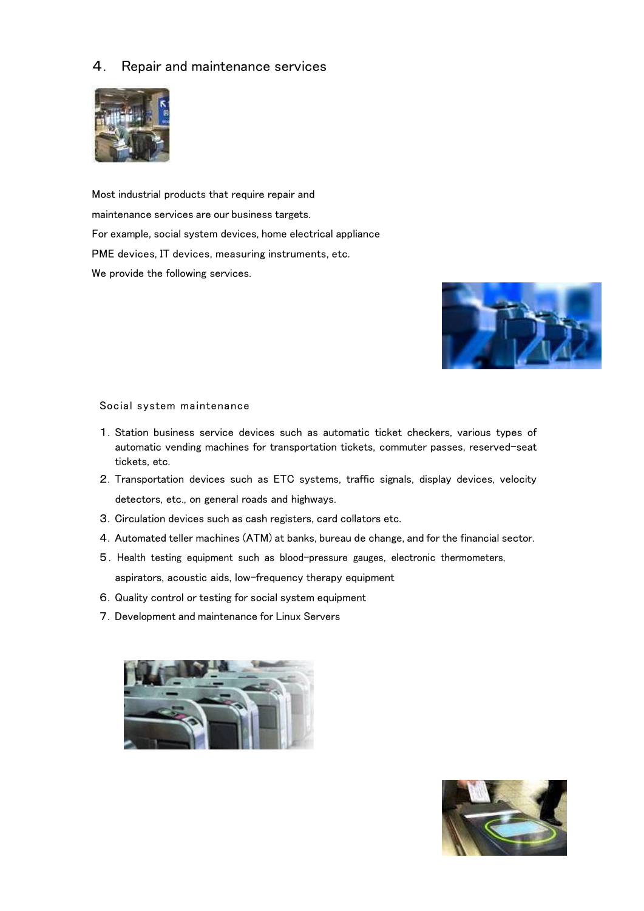## 4. Repair and maintenance services

Most industrial products that require repair and maintenance services are our business targets.
For example, social system devices, home electrical appliance PME devices, IT devices, measuring instruments, etc.
We provide the following services.

### Social system maintenance

1. Station business service devices such as automatic ticket checkers, various types of automatic vending machines for transportation tickets, commuter passes, reserved-seat tickets, etc.
2. Transportation devices such as ETC systems, traffic signals, display devices, velocity detectors, etc., on general roads and highways.
3. Circulation devices such as cash registers, card collators etc.
4. Automated teller machines (ATM) at banks, bureau de change, and for the financial sector.
5. Health testing equipment such as blood-pressure gauges, electronic thermometers, aspirators, acoustic aids, low-frequency therapy equipment
6. Quality control or testing for social system equipment
7. Development and maintenance for Linux Servers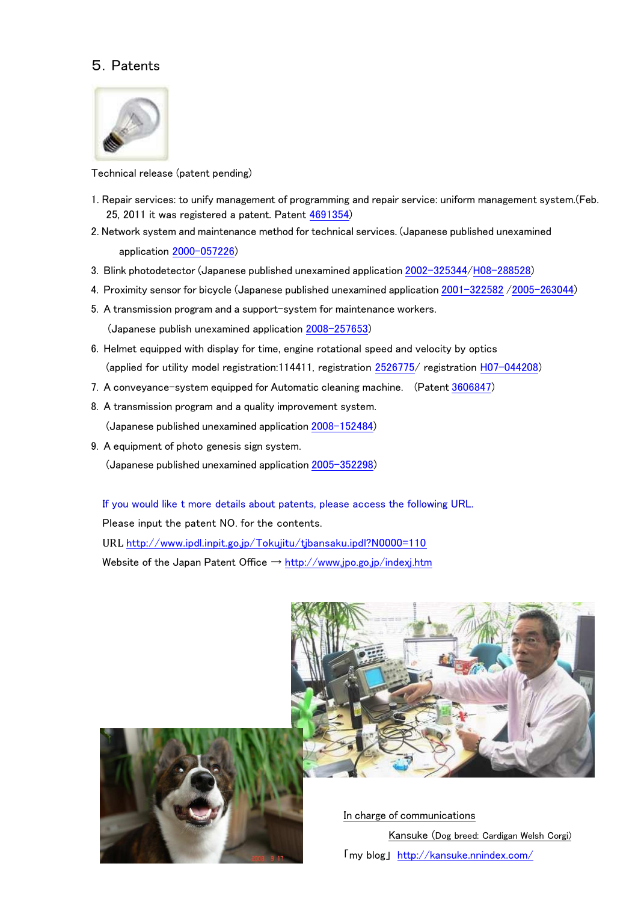## 5. Patents

Technical release (patent pending)

1. Repair services: to unify management of programming and repair service: uniform management system.(Feb. 25, 2011 it was registered a patent. Patent 4691354)
2. Network system and maintenance method for technical services. (Japanese published unexamined application 2000-057226)
3. Blink photodetector (Japanese published unexamined application 2002-325344/H08-288528)
4. Proximity sensor for bicycle (Japanese published unexamined application 2001-322582 /2005-263044)
5. A transmission program and a support-system for maintenance workers. (Japanese publish unexamined application 2008-257653)
6. Helmet equipped with display for time, engine rotational speed and velocity by optics (applied for utility model registration:114411, registration 2526775/ registration H07-044208)
7. A conveyance-system equipped for Automatic cleaning machine. (Patent 3606847)
8. A transmission program and a quality improvement system. (Japanese published unexamined application 2008-152484)
9. A equipment of photo genesis sign system. (Japanese published unexamined application 2005-352298)

If you would like t more details about patents, please access the following URL.

Please input the patent NO. for the contents.

URL http://www.ipdl.inpit.go.jp/Tokujitu/tjbansaku.ipdl?N0000=110

Website of the Japan Patent Office → http://www.jpo.go.jp/indexj.htm

In charge of communications

Kansuke (Dog breed: Cardigan Welsh Corgi)

「my blog」 http://kansuke.nnindex.com/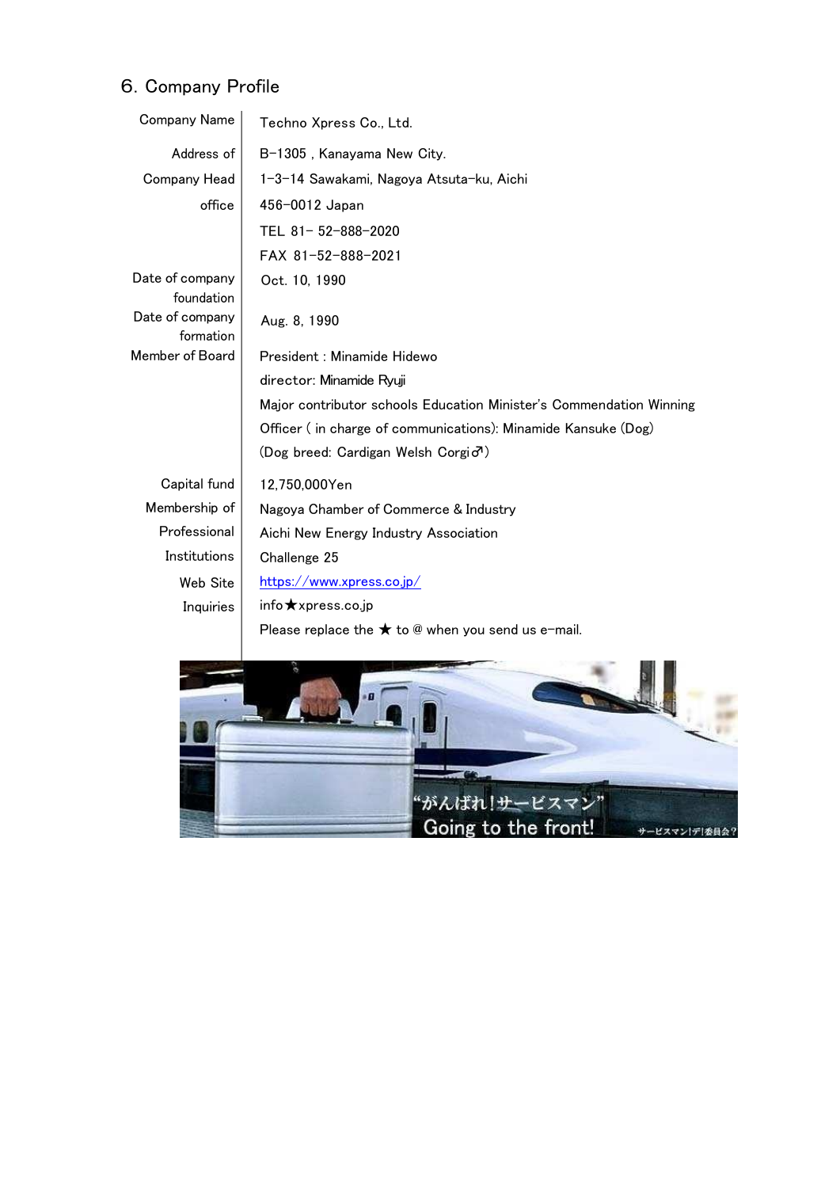## 6. Company Profile

| | |
|---|---|
| Company Name | Techno Xpress Co., Ltd. |
| Address of Company Head office | B-1305 , Kanayama New City.<br>1-3-14 Sawakami, Nagoya Atsuta-ku, Aichi<br>456-0012 Japan<br>TEL 81- 52-888-2020<br>FAX 81-52-888-2021 |
| Date of company foundation | Oct. 10, 1990 |
| Date of company formation | Aug. 8, 1990 |
| Member of Board | President : Minamide Hidewo<br>director: Minamide Ryuji<br>Major contributor schools Education Minister's Commendation Winning<br>Officer ( in charge of communications): Minamide Kansuke (Dog)<br>(Dog breed: Cardigan Welsh Corgi♂) |
| Capital fund | 12,750,000Yen |
| Membership of Professional Institutions | Nagoya Chamber of Commerce & Industry<br>Aichi New Energy Industry Association<br>Challenge 25 |
| Web Site | [https://www.xpress.co.jp/](https://www.xpress.co.jp/) |
| Inquiries | info★xpress.co.jp<br>Please replace the ★ to @ when you send us e-mail. |

"がんばれ!サービスマン"
Going to the front!
サービスマン!デ!委員会?